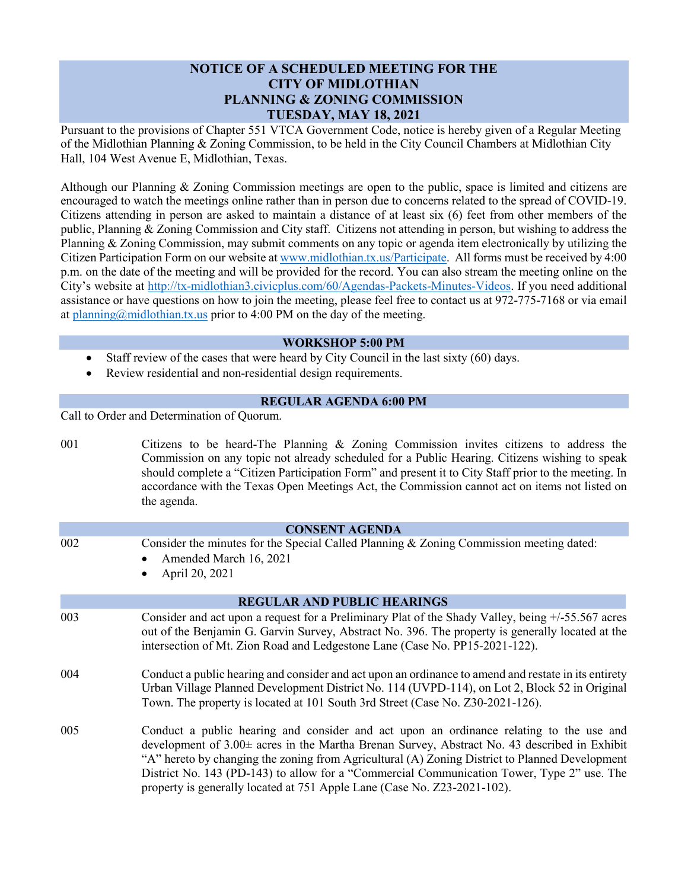# NOTICE OF A SCHEDULED MEETING FOR THE CITY OF MIDLOTHIAN PLANNING & ZONING COMMISSION TUESDAY, MAY 18, 2021

Pursuant to the provisions of Chapter 551 VTCA Government Code, notice is hereby given of a Regular Meeting of the Midlothian Planning & Zoning Commission, to be held in the City Council Chambers at Midlothian City Hall, 104 West Avenue E, Midlothian, Texas.

Although our Planning & Zoning Commission meetings are open to the public, space is limited and citizens are encouraged to watch the meetings online rather than in person due to concerns related to the spread of COVID-19. Citizens attending in person are asked to maintain a distance of at least six (6) feet from other members of the public, Planning & Zoning Commission and City staff. Citizens not attending in person, but wishing to address the Planning & Zoning Commission, may submit comments on any topic or agenda item electronically by utilizing the Citizen Participation Form on our website at [www.midlothian.tx.us/Participate](www.midlothian.tx.us/Participate). All forms must be received by 4:00 p.m. on the date of the meeting and will be provided for the record. You can also stream the meeting online on the City's website at [http://tx-midlothian3.civicplus.com/60/Agendas-Packets-Minutes-Videos](http://tx-midlothian3.civicplus.com/60/Agendas-Packets-Minutes-Videos). If you need additional assistance or have questions on how to join the meeting, please feel free to contact us at 972-775-7168 or via email at [planning@midlothian.tx.us](mailto:planning@midlothian.tx.us) prior to 4:00 PM on the day of the meeting.

## WORKSHOP 5:00 PM

- Staff review of the cases that were heard by City Council in the last sixty (60) days.
- Review residential and non-residential design requirements.

## REGULAR AGENDA 6:00 PM

Call to Order and Determination of Quorum.

001 Citizens to be heard-The Planning & Zoning Commission invites citizens to address the Commission on any topic not already scheduled for a Public Hearing. Citizens wishing to speak should complete a "Citizen Participation Form" and present it to City Staff prior to the meeting. In accordance with the Texas Open Meetings Act, the Commission cannot act on items not listed on the agenda.

## CONSENT AGENDA

002 Consider the minutes for the Special Called Planning & Zoning Commission meeting dated:

- Amended March 16, 2021
- April 20, 2021

## REGULAR AND PUBLIC HEARINGS

003 Consider and act upon a request for a Preliminary Plat of the Shady Valley, being +/-55.567 acres out of the Benjamin G. Garvin Survey, Abstract No. 396. The property is generally located at the intersection of Mt. Zion Road and Ledgestone Lane (Case No. PP15-2021-122).

004 Conduct a public hearing and consider and act upon an ordinance to amend and restate in its entirety Urban Village Planned Development District No. 114 (UVPD-114), on Lot 2, Block 52 in Original Town. The property is located at 101 South 3rd Street (Case No. Z30-2021-126).

005 Conduct a public hearing and consider and act upon an ordinance relating to the use and development of 3.00± acres in the Martha Brenan Survey, Abstract No. 43 described in Exhibit "A" hereto by changing the zoning from Agricultural (A) Zoning District to Planned Development District No. 143 (PD-143) to allow for a "Commercial Communication Tower, Type 2" use. The property is generally located at 751 Apple Lane (Case No. Z23-2021-102).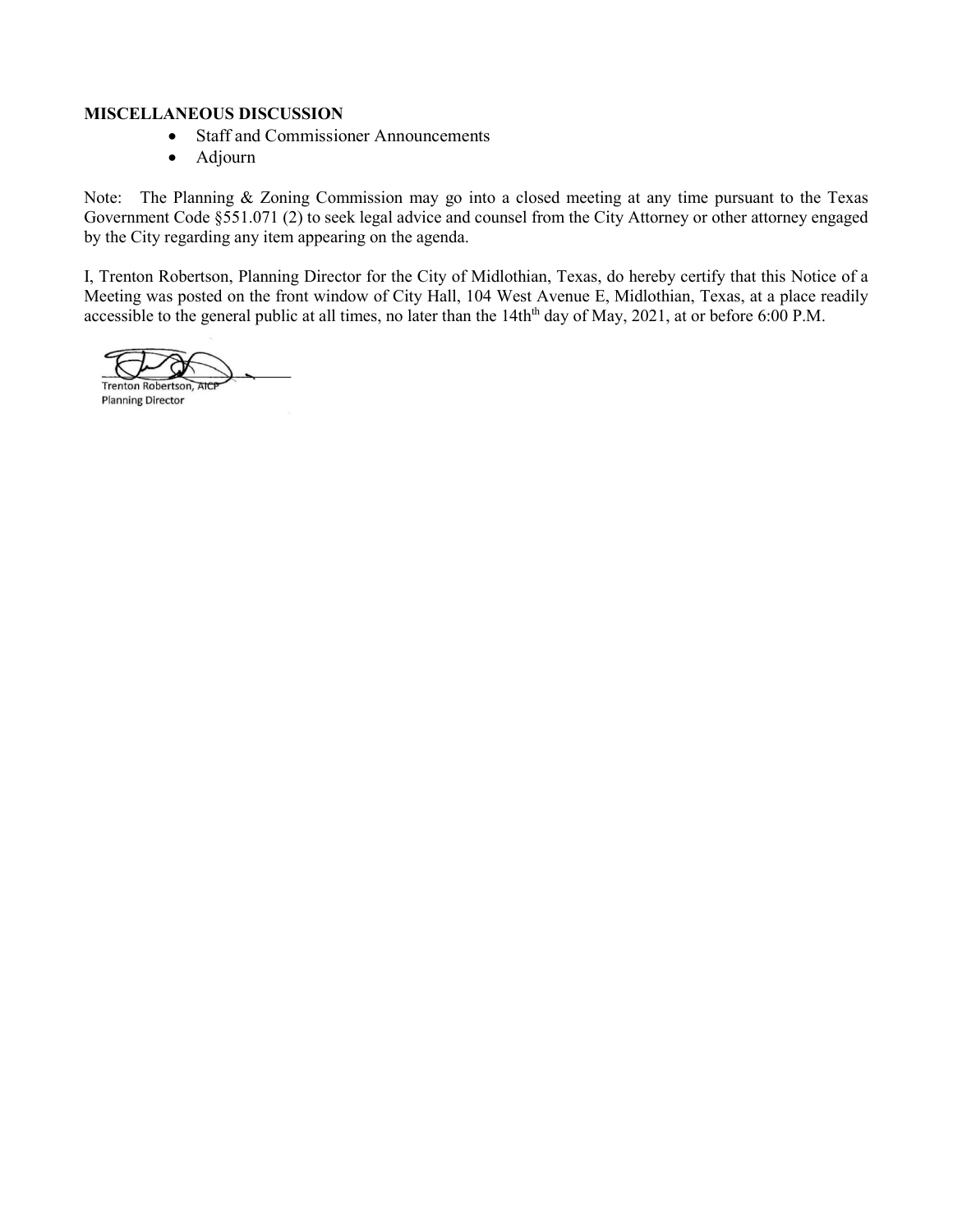**MISCELLANEOUS DISCUSSION**

- Staff and Commissioner Announcements
- Adjourn

Note: The Planning & Zoning Commission may go into a closed meeting at any time pursuant to the Texas Government Code §551.071 (2) to seek legal advice and counsel from the City Attorney or other attorney engaged by the City regarding any item appearing on the agenda.

I, Trenton Robertson, Planning Director for the City of Midlothian, Texas, do hereby certify that this Notice of a Meeting was posted on the front window of City Hall, 104 West Avenue E, Midlothian, Texas, at a place readily accessible to the general public at all times, no later than the 14th[th] day of May, 2021, at or before 6:00 P.M.

Trenton Robertson, AICP
Planning Director